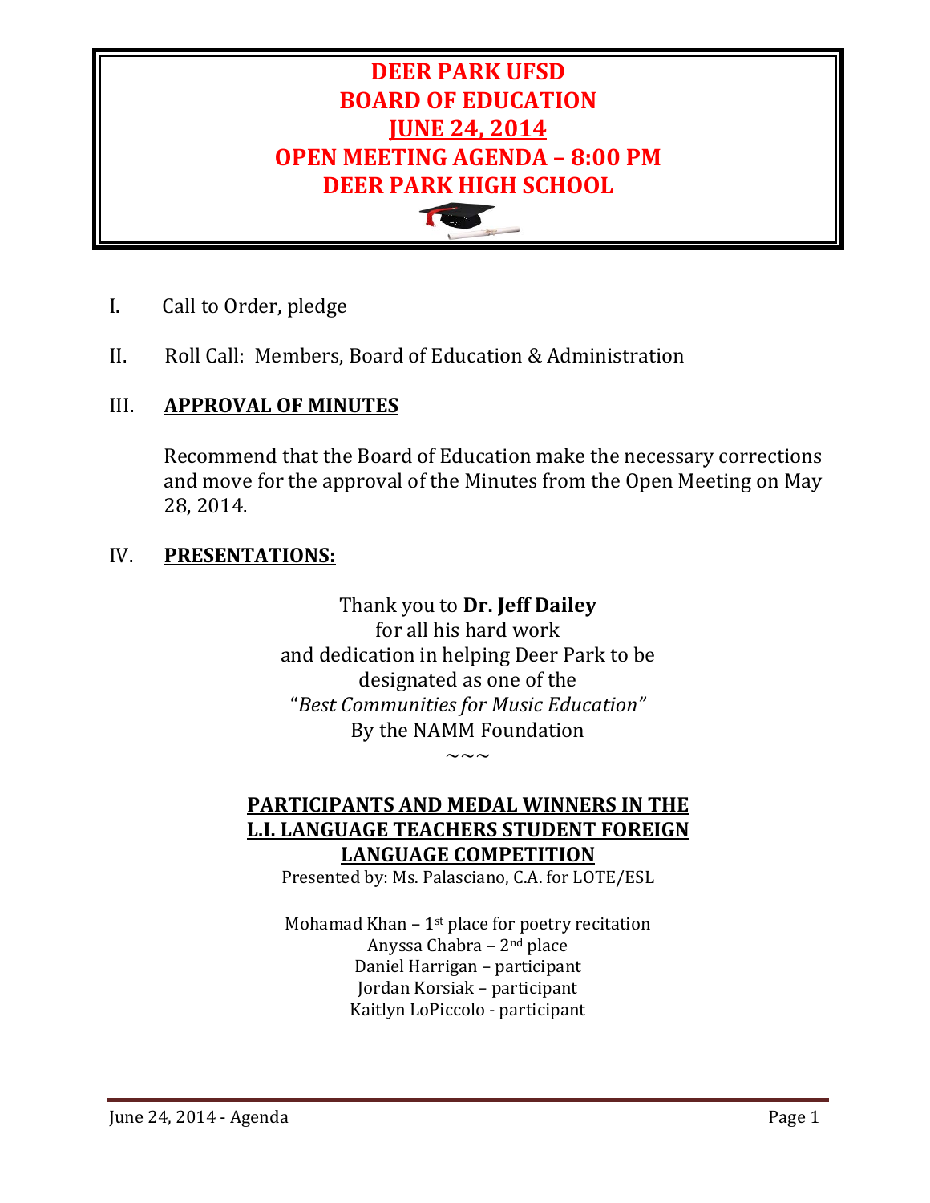# DEER PARK UFSD
# BOARD OF EDUCATION
# JUNE 24, 2014
# OPEN MEETING AGENDA – 8:00 PM
# DEER PARK HIGH SCHOOL

I. Call to Order, pledge

II. Roll Call: Members, Board of Education & Administration

III. **APPROVAL OF MINUTES**

Recommend that the Board of Education make the necessary corrections and move for the approval of the Minutes from the Open Meeting on May 28, 2014.

IV. **PRESENTATIONS:**

Thank you to **Dr. Jeff Dailey**
for all his hard work
and dedication in helping Deer Park to be
designated as one of the
"*Best Communities for Music Education"*
By the NAMM Foundation

~~~

**PARTICIPANTS AND MEDAL WINNERS IN THE L.I. LANGUAGE TEACHERS STUDENT FOREIGN LANGUAGE COMPETITION**

Presented by: Ms. Palasciano, C.A. for LOTE/ESL

Mohamad Khan – 1st place for poetry recitation
Anyssa Chabra – 2nd place
Daniel Harrigan – participant
Jordan Korsiak – participant
Kaitlyn LoPiccolo - participant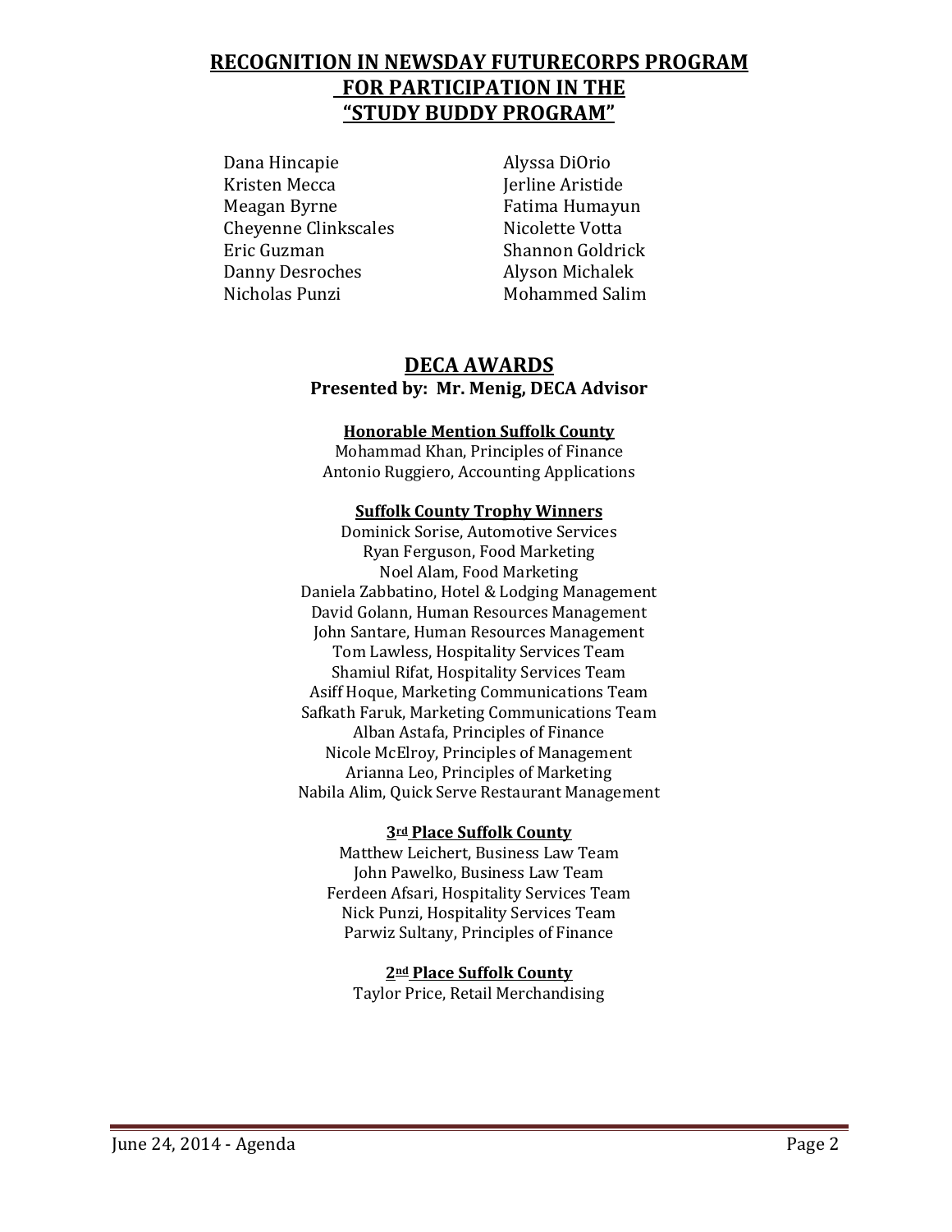## RECOGNITION IN NEWSDAY FUTURECORPS PROGRAM FOR PARTICIPATION IN THE "STUDY BUDDY PROGRAM"

Dana Hincapie
Kristen Mecca
Meagan Byrne
Cheyenne Clinkscales
Eric Guzman
Danny Desroches
Nicholas Punzi
Alyssa DiOrio
Jerline Aristide
Fatima Humayun
Nicolette Votta
Shannon Goldrick
Alyson Michalek
Mohammed Salim

## DECA AWARDS

**Presented by: Mr. Menig, DECA Advisor**

**Honorable Mention Suffolk County**

Mohammad Khan, Principles of Finance
Antonio Ruggiero, Accounting Applications

**Suffolk County Trophy Winners**

Dominick Sorise, Automotive Services
Ryan Ferguson, Food Marketing
Noel Alam, Food Marketing
Daniela Zabbatino, Hotel & Lodging Management
David Golann, Human Resources Management
John Santare, Human Resources Management
Tom Lawless, Hospitality Services Team
Shamiul Rifat, Hospitality Services Team
Asiff Hoque, Marketing Communications Team
Safkath Faruk, Marketing Communications Team
Alban Astafa, Principles of Finance
Nicole McElroy, Principles of Management
Arianna Leo, Principles of Marketing
Nabila Alim, Quick Serve Restaurant Management

**3rd Place Suffolk County**

Matthew Leichert, Business Law Team
John Pawelko, Business Law Team
Ferdeen Afsari, Hospitality Services Team
Nick Punzi, Hospitality Services Team
Parwiz Sultany, Principles of Finance

**2nd Place Suffolk County**

Taylor Price, Retail Merchandising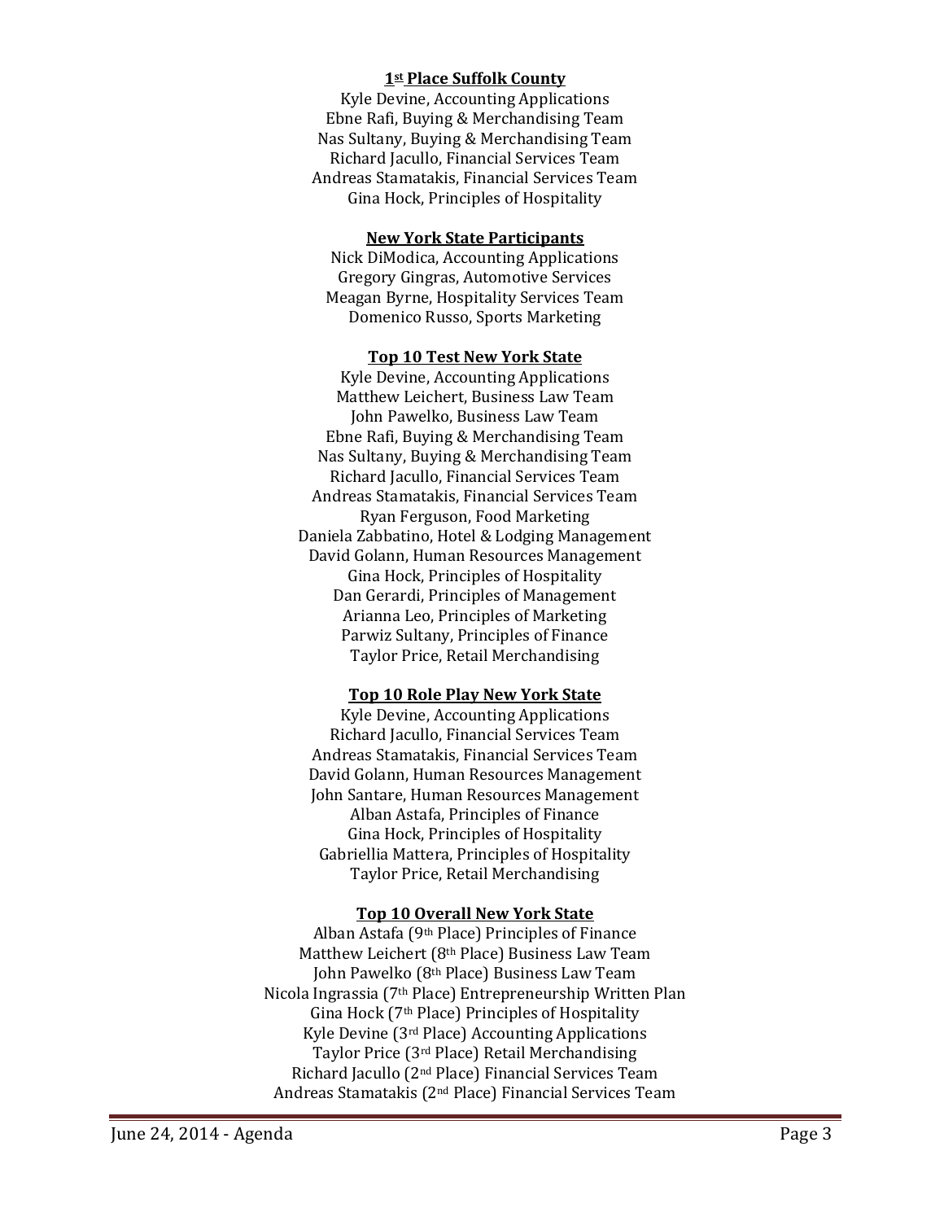**1st Place Suffolk County**

Kyle Devine, Accounting Applications
Ebne Rafi, Buying & Merchandising Team
Nas Sultany, Buying & Merchandising Team
Richard Jacullo, Financial Services Team
Andreas Stamatakis, Financial Services Team
Gina Hock, Principles of Hospitality

**New York State Participants**

Nick DiModica, Accounting Applications
Gregory Gingras, Automotive Services
Meagan Byrne, Hospitality Services Team
Domenico Russo, Sports Marketing

**Top 10 Test New York State**

Kyle Devine, Accounting Applications
Matthew Leichert, Business Law Team
John Pawelko, Business Law Team
Ebne Rafi, Buying & Merchandising Team
Nas Sultany, Buying & Merchandising Team
Richard Jacullo, Financial Services Team
Andreas Stamatakis, Financial Services Team
Ryan Ferguson, Food Marketing
Daniela Zabbatino, Hotel & Lodging Management
David Golann, Human Resources Management
Gina Hock, Principles of Hospitality
Dan Gerardi, Principles of Management
Arianna Leo, Principles of Marketing
Parwiz Sultany, Principles of Finance
Taylor Price, Retail Merchandising

**Top 10 Role Play New York State**

Kyle Devine, Accounting Applications
Richard Jacullo, Financial Services Team
Andreas Stamatakis, Financial Services Team
David Golann, Human Resources Management
John Santare, Human Resources Management
Alban Astafa, Principles of Finance
Gina Hock, Principles of Hospitality
Gabriellia Mattera, Principles of Hospitality
Taylor Price, Retail Merchandising

**Top 10 Overall New York State**

Alban Astafa (9th Place) Principles of Finance
Matthew Leichert (8th Place) Business Law Team
John Pawelko (8th Place) Business Law Team
Nicola Ingrassia (7th Place) Entrepreneurship Written Plan
Gina Hock (7th Place) Principles of Hospitality
Kyle Devine (3rd Place) Accounting Applications
Taylor Price (3rd Place) Retail Merchandising
Richard Jacullo (2nd Place) Financial Services Team
Andreas Stamatakis (2nd Place) Financial Services Team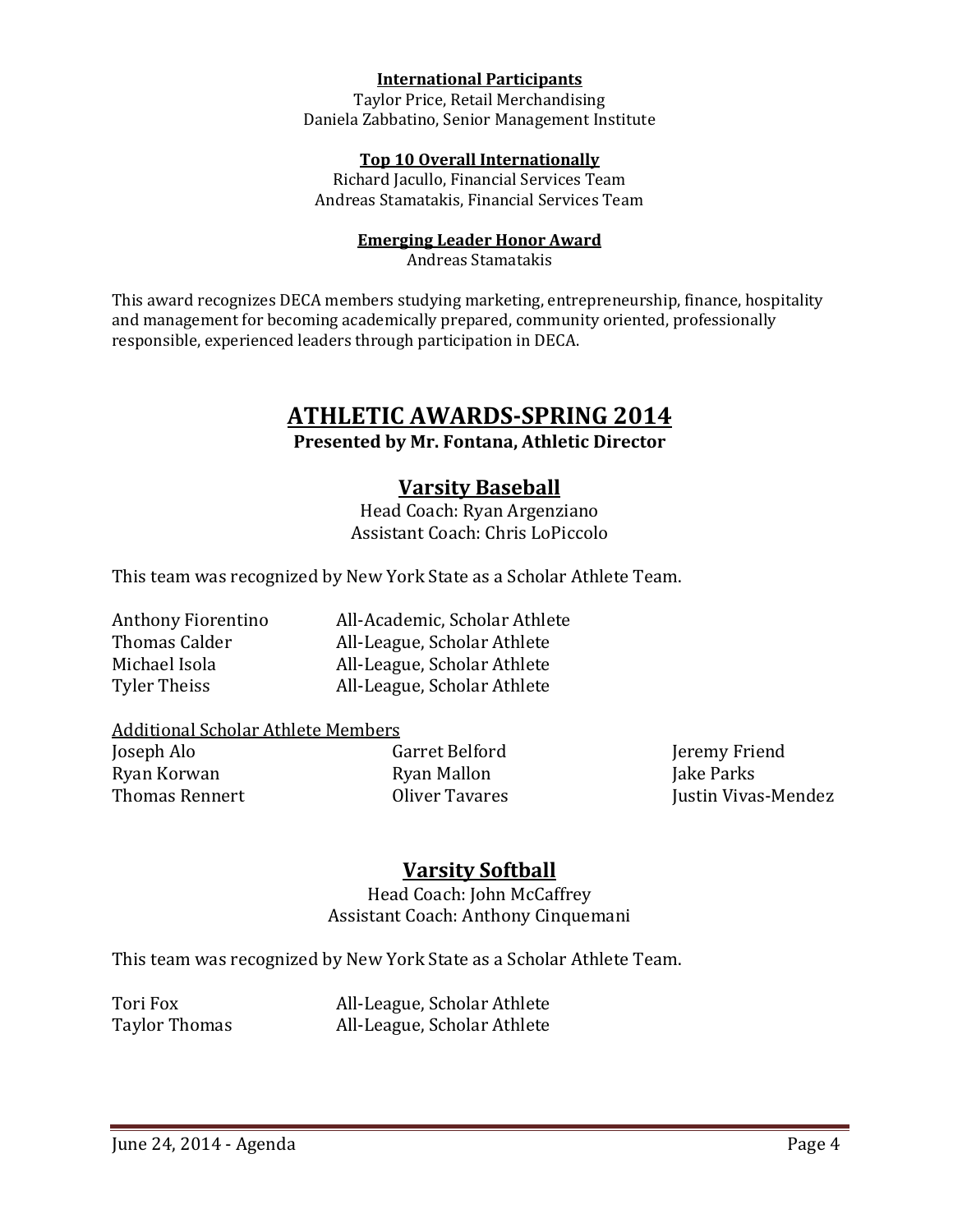**International Participants**

Taylor Price, Retail Merchandising
Daniela Zabbatino, Senior Management Institute

**Top 10 Overall Internationally**

Richard Jacullo, Financial Services Team
Andreas Stamatakis, Financial Services Team

**Emerging Leader Honor Award**

Andreas Stamatakis

This award recognizes DECA members studying marketing, entrepreneurship, finance, hospitality and management for becoming academically prepared, community oriented, professionally responsible, experienced leaders through participation in DECA.

# ATHLETIC AWARDS-SPRING 2014

**Presented by Mr. Fontana, Athletic Director**

## Varsity Baseball

Head Coach: Ryan Argenziano
Assistant Coach: Chris LoPiccolo

This team was recognized by New York State as a Scholar Athlete Team.

| | |
|---|---|
| Anthony Fiorentino | All-Academic, Scholar Athlete |
| Thomas Calder | All-League, Scholar Athlete |
| Michael Isola | All-League, Scholar Athlete |
| Tyler Theiss | All-League, Scholar Athlete |

Additional Scholar Athlete Members

| | | |
|---|---|---|
| Joseph Alo | Garret Belford | Jeremy Friend |
| Ryan Korwan | Ryan Mallon | Jake Parks |
| Thomas Rennert | Oliver Tavares | Justin Vivas-Mendez |

## Varsity Softball

Head Coach: John McCaffrey
Assistant Coach: Anthony Cinquemani

This team was recognized by New York State as a Scholar Athlete Team.

| | |
|---|---|
| Tori Fox | All-League, Scholar Athlete |
| Taylor Thomas | All-League, Scholar Athlete |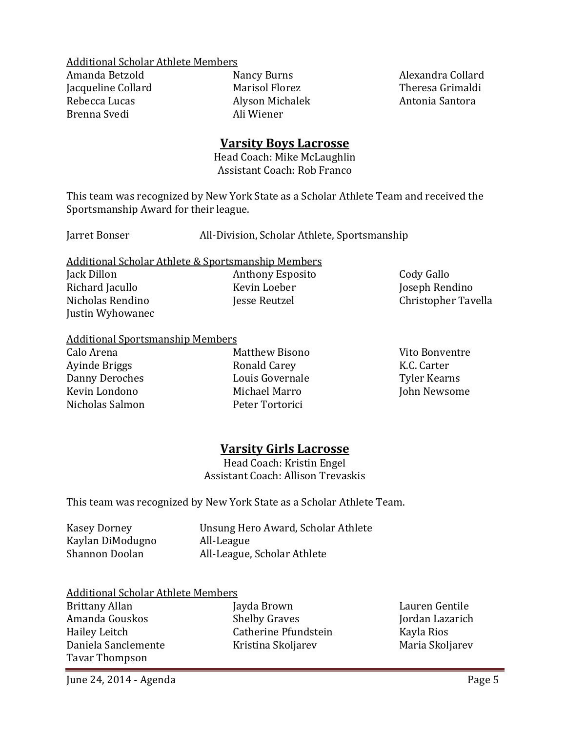Additional Scholar Athlete Members

| | | |
|---|---|---|
| Amanda Betzold | Nancy Burns | Alexandra Collard |
| Jacqueline Collard | Marisol Florez | Theresa Grimaldi |
| Rebecca Lucas | Alyson Michalek | Antonia Santora |
| Brenna Svedi | Ali Wiener | |

## Varsity Boys Lacrosse

Head Coach: Mike McLaughlin
Assistant Coach: Rob Franco

This team was recognized by New York State as a Scholar Athlete Team and received the Sportsmanship Award for their league.

Jarret Bonser — All-Division, Scholar Athlete, Sportsmanship

Additional Scholar Athlete & Sportsmanship Members

| | | |
|---|---|---|
| Jack Dillon | Anthony Esposito | Cody Gallo |
| Richard Jacullo | Kevin Loeber | Joseph Rendino |
| Nicholas Rendino | Jesse Reutzel | Christopher Tavella |
| Justin Wyhowanec | | |

Additional Sportsmanship Members

| | | |
|---|---|---|
| Calo Arena | Matthew Bisono | Vito Bonventre |
| Ayinde Briggs | Ronald Carey | K.C. Carter |
| Danny Deroches | Louis Governale | Tyler Kearns |
| Kevin Londono | Michael Marro | John Newsome |
| Nicholas Salmon | Peter Tortorici | |

## Varsity Girls Lacrosse

Head Coach: Kristin Engel
Assistant Coach: Allison Trevaskis

This team was recognized by New York State as a Scholar Athlete Team.

| | |
|---|---|
| Kasey Dorney | Unsung Hero Award, Scholar Athlete |
| Kaylan DiModugno | All-League |
| Shannon Doolan | All-League, Scholar Athlete |

Additional Scholar Athlete Members

| | | |
|---|---|---|
| Brittany Allan | Jayda Brown | Lauren Gentile |
| Amanda Gouskos | Shelby Graves | Jordan Lazarich |
| Hailey Leitch | Catherine Pfundstein | Kayla Rios |
| Daniela Sanclemente | Kristina Skoljarev | Maria Skoljarev |
| Tavar Thompson | | |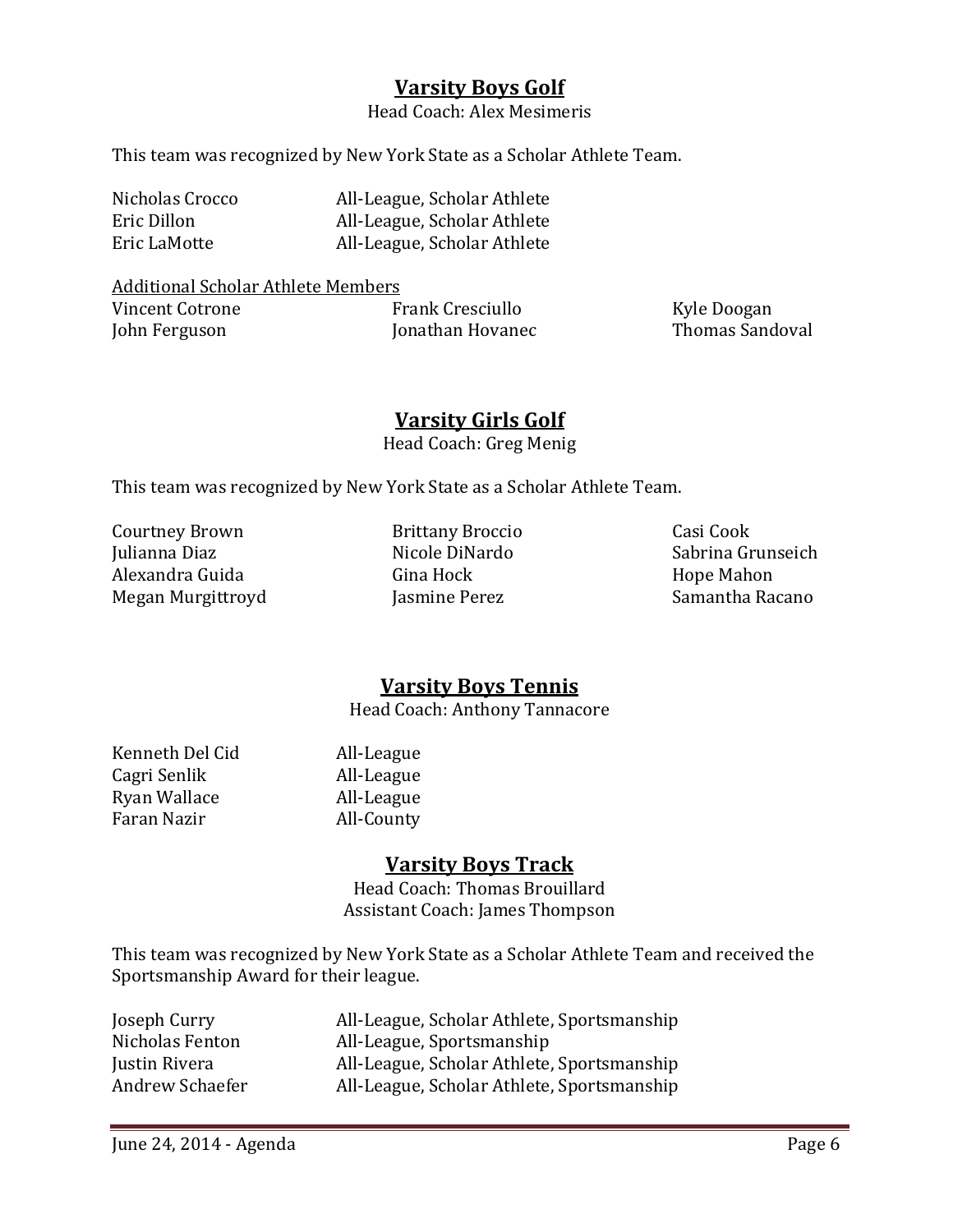## Varsity Boys Golf

Head Coach: Alex Mesimeris

This team was recognized by New York State as a Scholar Athlete Team.

| | |
|---|---|
| Nicholas Crocco | All-League, Scholar Athlete |
| Eric Dillon | All-League, Scholar Athlete |
| Eric LaMotte | All-League, Scholar Athlete |

Additional Scholar Athlete Members

| | | |
|---|---|---|
| Vincent Cotrone | Frank Cresciullo | Kyle Doogan |
| John Ferguson | Jonathan Hovanec | Thomas Sandoval |

## Varsity Girls Golf

Head Coach: Greg Menig

This team was recognized by New York State as a Scholar Athlete Team.

| | | |
|---|---|---|
| Courtney Brown | Brittany Broccio | Casi Cook |
| Julianna Diaz | Nicole DiNardo | Sabrina Grunseich |
| Alexandra Guida | Gina Hock | Hope Mahon |
| Megan Murgittroyd | Jasmine Perez | Samantha Racano |

## Varsity Boys Tennis

Head Coach: Anthony Tannacore

| | |
|---|---|
| Kenneth Del Cid | All-League |
| Cagri Senlik | All-League |
| Ryan Wallace | All-League |
| Faran Nazir | All-County |

## Varsity Boys Track

Head Coach: Thomas Brouillard
Assistant Coach: James Thompson

This team was recognized by New York State as a Scholar Athlete Team and received the Sportsmanship Award for their league.

| | |
|---|---|
| Joseph Curry | All-League, Scholar Athlete, Sportsmanship |
| Nicholas Fenton | All-League, Sportsmanship |
| Justin Rivera | All-League, Scholar Athlete, Sportsmanship |
| Andrew Schaefer | All-League, Scholar Athlete, Sportsmanship |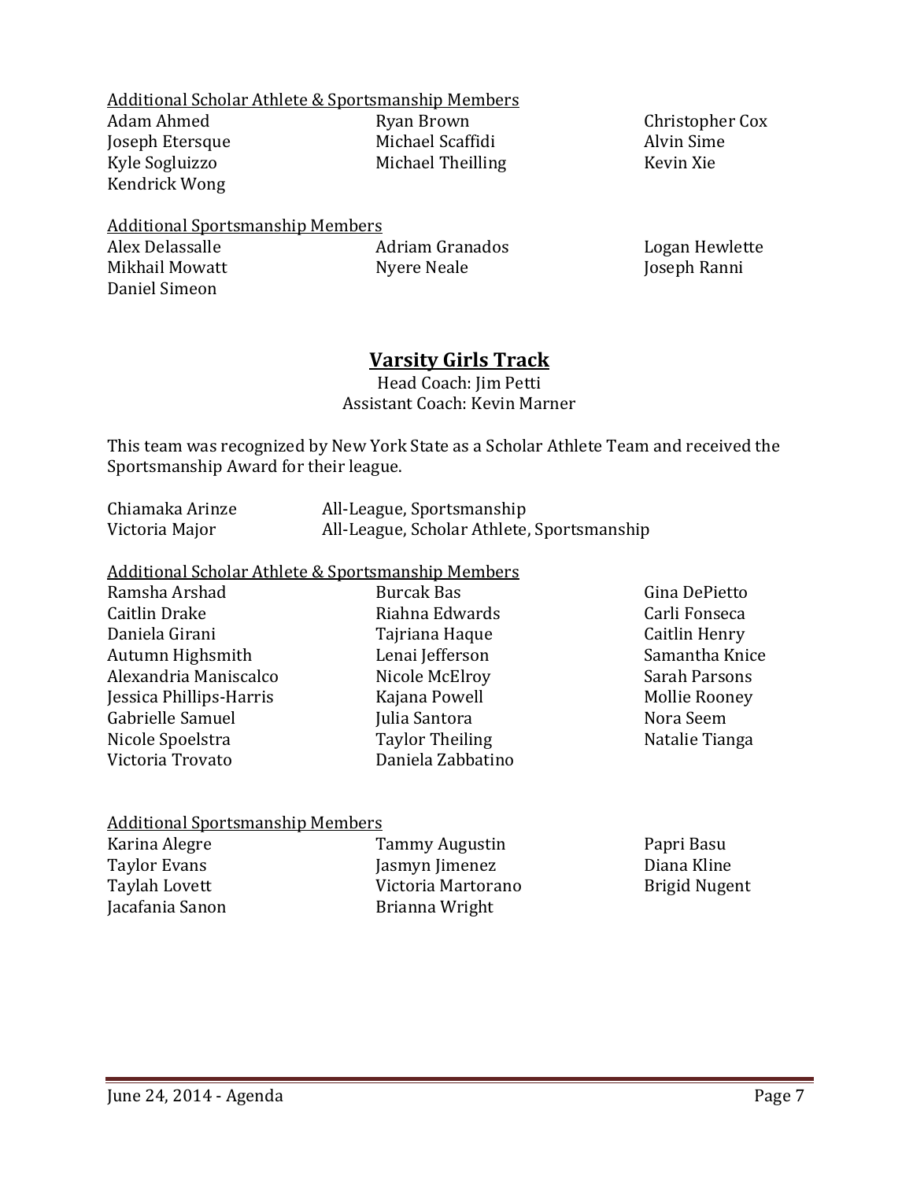Additional Scholar Athlete & Sportsmanship Members

Adam Ahmed
Ryan Brown
Christopher Cox
Joseph Etersque
Michael Scaffidi
Alvin Sime
Kyle Sogluizzo
Michael Theilling
Kevin Xie
Kendrick Wong

Additional Sportsmanship Members

Alex Delassalle
Adriam Granados
Logan Hewlette
Mikhail Mowatt
Nyere Neale
Joseph Ranni
Daniel Simeon

## Varsity Girls Track

Head Coach: Jim Petti
Assistant Coach: Kevin Marner

This team was recognized by New York State as a Scholar Athlete Team and received the Sportsmanship Award for their league.

| | |
|---|---|
| Chiamaka Arinze | All-League, Sportsmanship |
| Victoria Major | All-League, Scholar Athlete, Sportsmanship |

Additional Scholar Athlete & Sportsmanship Members

Ramsha Arshad
Burcak Bas
Gina DePietto
Caitlin Drake
Riahna Edwards
Carli Fonseca
Daniela Girani
Tajriana Haque
Caitlin Henry
Autumn Highsmith
Lenai Jefferson
Samantha Knice
Alexandria Maniscalco
Nicole McElroy
Sarah Parsons
Jessica Phillips-Harris
Kajana Powell
Mollie Rooney
Gabrielle Samuel
Julia Santora
Nora Seem
Nicole Spoelstra
Taylor Theiling
Natalie Tianga
Victoria Trovato
Daniela Zabbatino

Additional Sportsmanship Members

Karina Alegre
Tammy Augustin
Papri Basu
Taylor Evans
Jasmyn Jimenez
Diana Kline
Taylah Lovett
Victoria Martorano
Brigid Nugent
Jacafania Sanon
Brianna Wright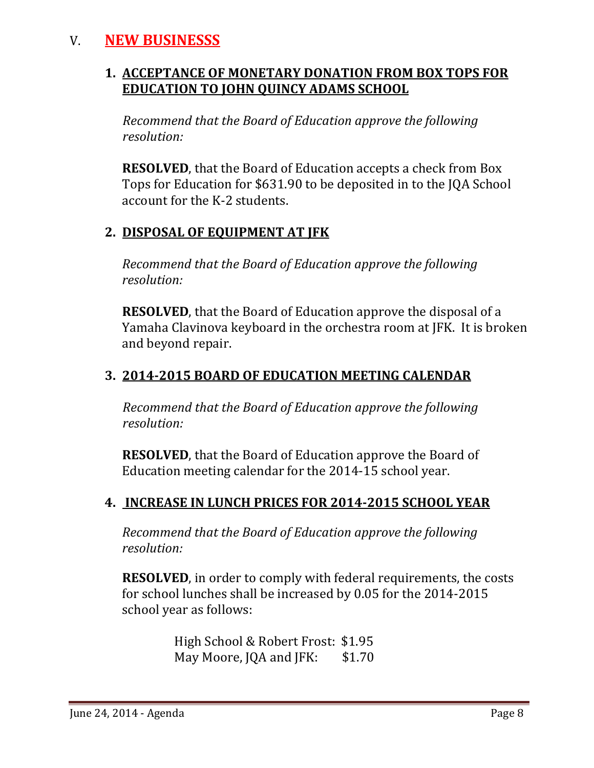# V. NEW BUSINESSS

## 1. ACCEPTANCE OF MONETARY DONATION FROM BOX TOPS FOR EDUCATION TO JOHN QUINCY ADAMS SCHOOL

*Recommend that the Board of Education approve the following resolution:*

**RESOLVED**, that the Board of Education accepts a check from Box Tops for Education for $631.90 to be deposited in to the JQA School account for the K-2 students.

## 2. DISPOSAL OF EQUIPMENT AT JFK

*Recommend that the Board of Education approve the following resolution:*

**RESOLVED**, that the Board of Education approve the disposal of a Yamaha Clavinova keyboard in the orchestra room at JFK. It is broken and beyond repair.

## 3. 2014-2015 BOARD OF EDUCATION MEETING CALENDAR

*Recommend that the Board of Education approve the following resolution:*

**RESOLVED**, that the Board of Education approve the Board of Education meeting calendar for the 2014-15 school year.

## 4. INCREASE IN LUNCH PRICES FOR 2014-2015 SCHOOL YEAR

*Recommend that the Board of Education approve the following resolution:*

**RESOLVED**, in order to comply with federal requirements, the costs for school lunches shall be increased by 0.05 for the 2014-2015 school year as follows:

High School & Robert Frost: $1.95
May Moore, JQA and JFK: $1.70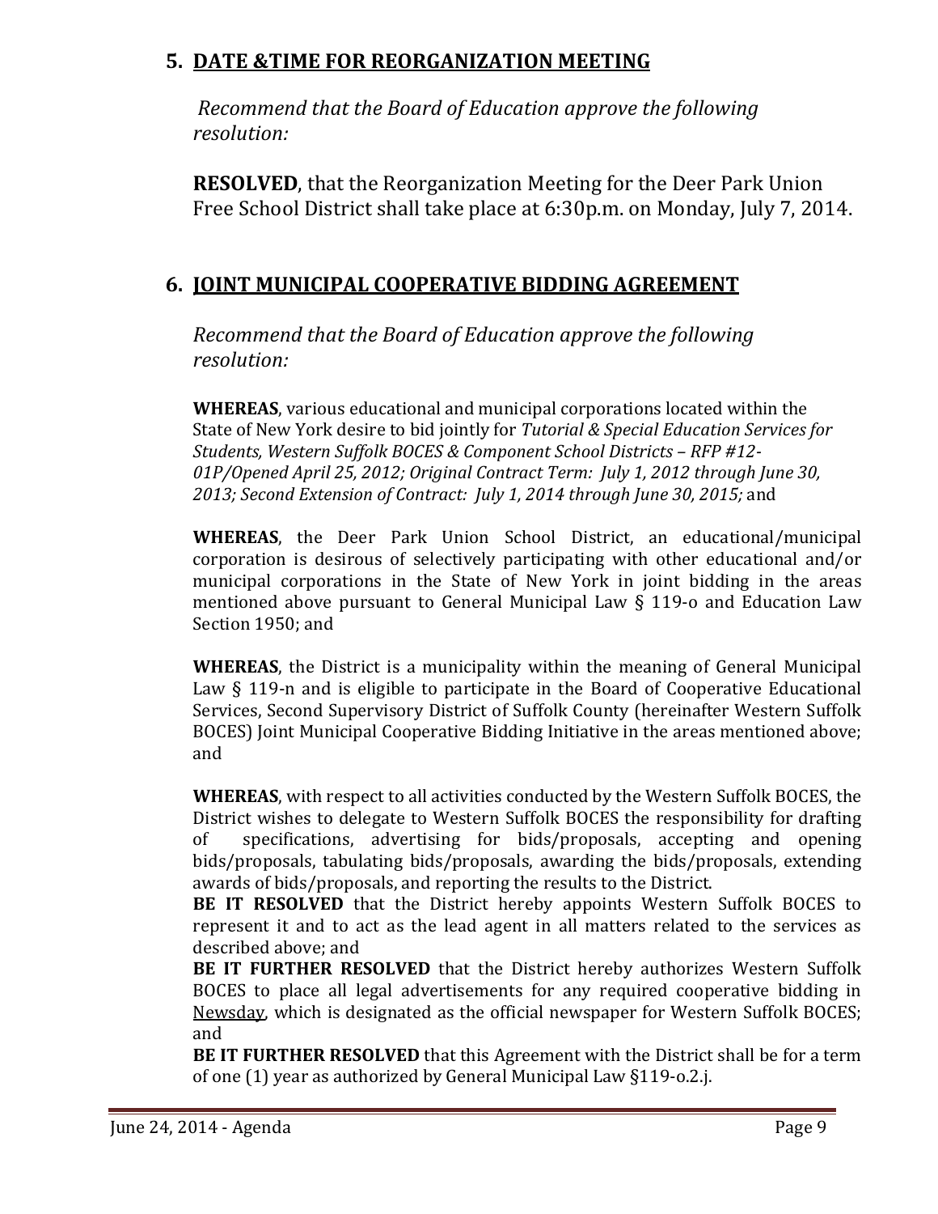## 5. <u>DATE &TIME FOR REORGANIZATION MEETING</u>

*Recommend that the Board of Education approve the following resolution:*

**RESOLVED**, that the Reorganization Meeting for the Deer Park Union Free School District shall take place at 6:30p.m. on Monday, July 7, 2014.

## 6. <u>JOINT MUNICIPAL COOPERATIVE BIDDING AGREEMENT</u>

*Recommend that the Board of Education approve the following resolution:*

**WHEREAS**, various educational and municipal corporations located within the State of New York desire to bid jointly for *Tutorial & Special Education Services for Students, Western Suffolk BOCES & Component School Districts – RFP #12-01P/Opened April 25, 2012; Original Contract Term: July 1, 2012 through June 30, 2013; Second Extension of Contract: July 1, 2014 through June 30, 2015;* and

**WHEREAS**, the Deer Park Union School District, an educational/municipal corporation is desirous of selectively participating with other educational and/or municipal corporations in the State of New York in joint bidding in the areas mentioned above pursuant to General Municipal Law § 119-o and Education Law Section 1950; and

**WHEREAS**, the District is a municipality within the meaning of General Municipal Law § 119-n and is eligible to participate in the Board of Cooperative Educational Services, Second Supervisory District of Suffolk County (hereinafter Western Suffolk BOCES) Joint Municipal Cooperative Bidding Initiative in the areas mentioned above; and

**WHEREAS**, with respect to all activities conducted by the Western Suffolk BOCES, the District wishes to delegate to Western Suffolk BOCES the responsibility for drafting of specifications, advertising for bids/proposals, accepting and opening bids/proposals, tabulating bids/proposals, awarding the bids/proposals, extending awards of bids/proposals, and reporting the results to the District.

**BE IT RESOLVED** that the District hereby appoints Western Suffolk BOCES to represent it and to act as the lead agent in all matters related to the services as described above; and

**BE IT FURTHER RESOLVED** that the District hereby authorizes Western Suffolk BOCES to place all legal advertisements for any required cooperative bidding in <u>Newsday</u>, which is designated as the official newspaper for Western Suffolk BOCES; and

**BE IT FURTHER RESOLVED** that this Agreement with the District shall be for a term of one (1) year as authorized by General Municipal Law §119-o.2.j.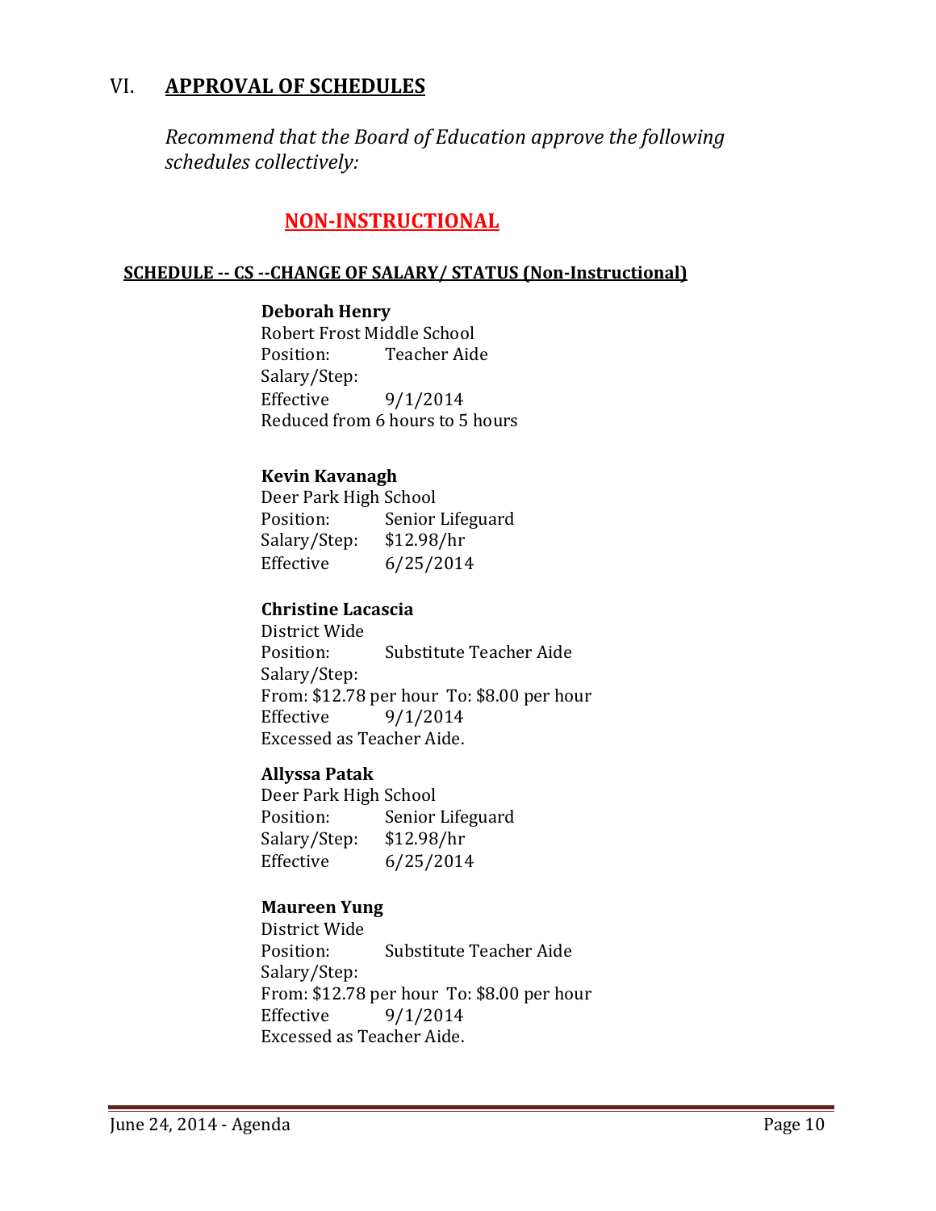## VI. APPROVAL OF SCHEDULES

*Recommend that the Board of Education approve the following schedules collectively:*

### NON-INSTRUCTIONAL

**SCHEDULE -- CS --CHANGE OF SALARY/ STATUS (Non-Instructional)**

**Deborah Henry**
Robert Frost Middle School
Position: Teacher Aide
Salary/Step:
Effective 9/1/2014
Reduced from 6 hours to 5 hours

**Kevin Kavanagh**
Deer Park High School
Position: Senior Lifeguard
Salary/Step: $12.98/hr
Effective 6/25/2014

**Christine Lacascia**
District Wide
Position: Substitute Teacher Aide
Salary/Step:
From: $12.78 per hour To: $8.00 per hour
Effective 9/1/2014
Excessed as Teacher Aide.

**Allyssa Patak**
Deer Park High School
Position: Senior Lifeguard
Salary/Step: $12.98/hr
Effective 6/25/2014

**Maureen Yung**
District Wide
Position: Substitute Teacher Aide
Salary/Step:
From: $12.78 per hour To: $8.00 per hour
Effective 9/1/2014
Excessed as Teacher Aide.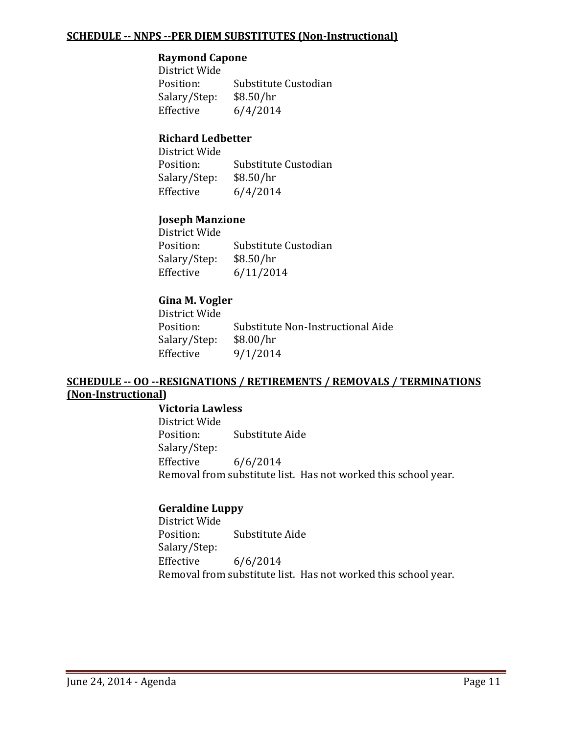**SCHEDULE -- NNPS --PER DIEM SUBSTITUTES (Non-Instructional)**

**Raymond Capone**
District Wide
Position: Substitute Custodian
Salary/Step: $8.50/hr
Effective 6/4/2014

**Richard Ledbetter**
District Wide
Position: Substitute Custodian
Salary/Step: $8.50/hr
Effective 6/4/2014

**Joseph Manzione**
District Wide
Position: Substitute Custodian
Salary/Step: $8.50/hr
Effective 6/11/2014

**Gina M. Vogler**
District Wide
Position: Substitute Non-Instructional Aide
Salary/Step: $8.00/hr
Effective 9/1/2014

**SCHEDULE -- OO --RESIGNATIONS / RETIREMENTS / REMOVALS / TERMINATIONS (Non-Instructional)**

**Victoria Lawless**
District Wide
Position: Substitute Aide
Salary/Step:
Effective 6/6/2014
Removal from substitute list. Has not worked this school year.

**Geraldine Luppy**
District Wide
Position: Substitute Aide
Salary/Step:
Effective 6/6/2014
Removal from substitute list. Has not worked this school year.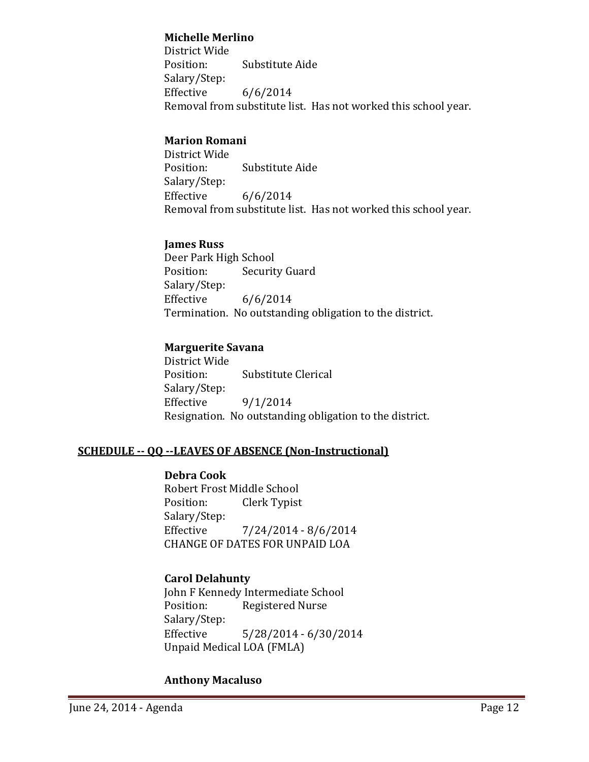**Michelle Merlino**
District Wide
Position: Substitute Aide
Salary/Step:
Effective 6/6/2014
Removal from substitute list. Has not worked this school year.

**Marion Romani**
District Wide
Position: Substitute Aide
Salary/Step:
Effective 6/6/2014
Removal from substitute list. Has not worked this school year.

**James Russ**
Deer Park High School
Position: Security Guard
Salary/Step:
Effective 6/6/2014
Termination. No outstanding obligation to the district.

**Marguerite Savana**
District Wide
Position: Substitute Clerical
Salary/Step:
Effective 9/1/2014
Resignation. No outstanding obligation to the district.

## SCHEDULE -- QQ --LEAVES OF ABSENCE (Non-Instructional)

**Debra Cook**
Robert Frost Middle School
Position: Clerk Typist
Salary/Step:
Effective 7/24/2014 - 8/6/2014
CHANGE OF DATES FOR UNPAID LOA

**Carol Delahunty**
John F Kennedy Intermediate School
Position: Registered Nurse
Salary/Step:
Effective 5/28/2014 - 6/30/2014
Unpaid Medical LOA (FMLA)

**Anthony Macaluso**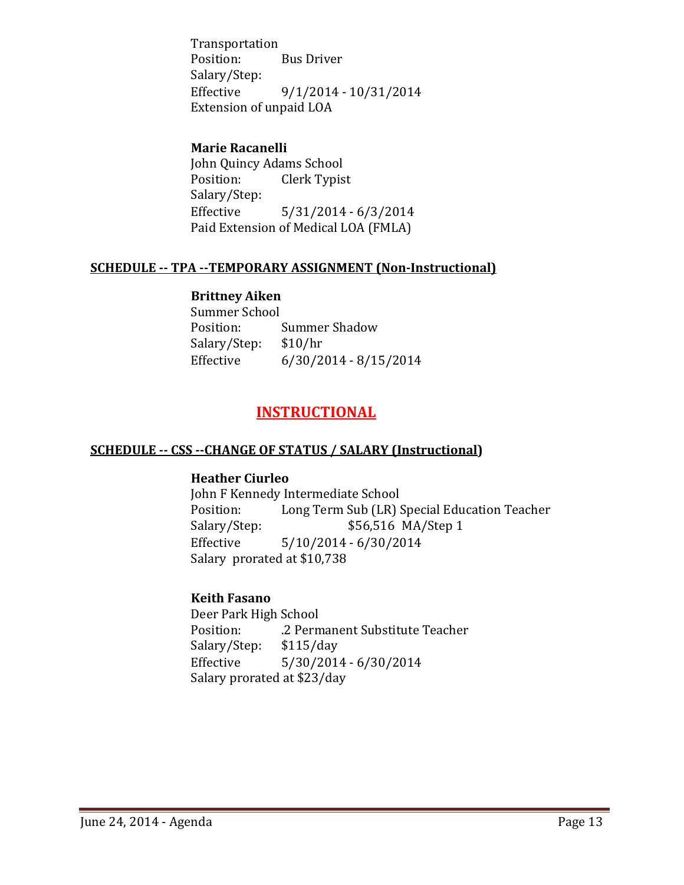Transportation
Position: Bus Driver
Salary/Step:
Effective 9/1/2014 - 10/31/2014
Extension of unpaid LOA

**Marie Racanelli**
John Quincy Adams School
Position: Clerk Typist
Salary/Step:
Effective 5/31/2014 - 6/3/2014
Paid Extension of Medical LOA (FMLA)

**SCHEDULE -- TPA --TEMPORARY ASSIGNMENT (Non-Instructional)**

**Brittney Aiken**
Summer School
Position: Summer Shadow
Salary/Step: $10/hr
Effective 6/30/2014 - 8/15/2014

## INSTRUCTIONAL

**SCHEDULE -- CSS --CHANGE OF STATUS / SALARY (Instructional)**

**Heather Ciurleo**
John F Kennedy Intermediate School
Position: Long Term Sub (LR) Special Education Teacher
Salary/Step: $56,516 MA/Step 1
Effective 5/10/2014 - 6/30/2014
Salary prorated at $10,738

**Keith Fasano**
Deer Park High School
Position: .2 Permanent Substitute Teacher
Salary/Step: $115/day
Effective 5/30/2014 - 6/30/2014
Salary prorated at $23/day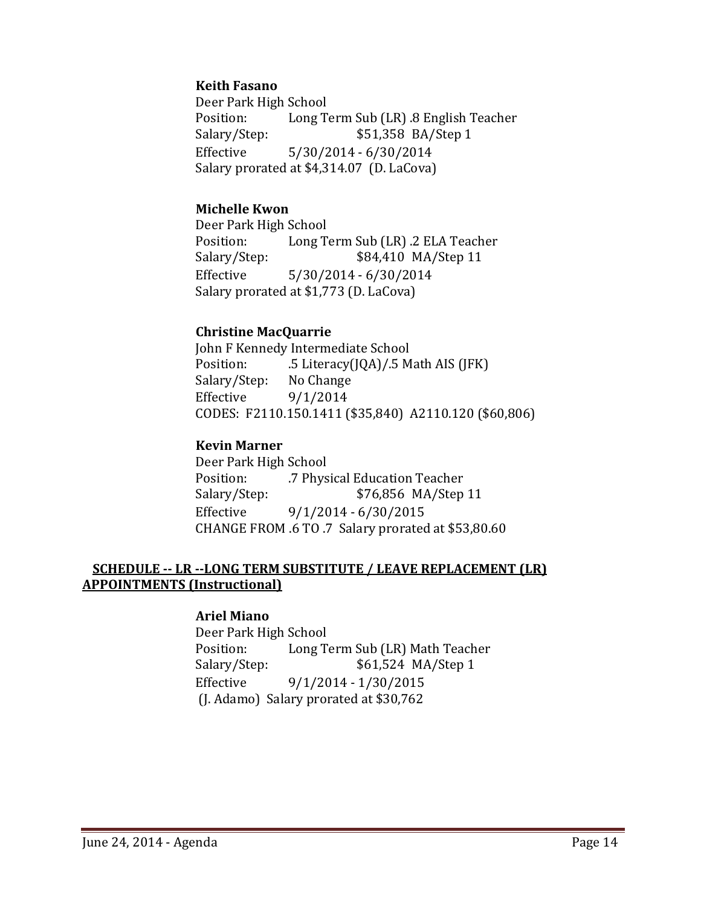**Keith Fasano**
Deer Park High School
Position: Long Term Sub (LR) .8 English Teacher
Salary/Step: $51,358 BA/Step 1
Effective 5/30/2014 - 6/30/2014
Salary prorated at $4,314.07 (D. LaCova)

**Michelle Kwon**
Deer Park High School
Position: Long Term Sub (LR) .2 ELA Teacher
Salary/Step: $84,410 MA/Step 11
Effective 5/30/2014 - 6/30/2014
Salary prorated at $1,773 (D. LaCova)

**Christine MacQuarrie**
John F Kennedy Intermediate School
Position: .5 Literacy(JQA)/.5 Math AIS (JFK)
Salary/Step: No Change
Effective 9/1/2014
CODES: F2110.150.1411 ($35,840) A2110.120 ($60,806)

**Kevin Marner**
Deer Park High School
Position: .7 Physical Education Teacher
Salary/Step: $76,856 MA/Step 11
Effective 9/1/2014 - 6/30/2015
CHANGE FROM .6 TO .7 Salary prorated at $53,80.60

**SCHEDULE -- LR --LONG TERM SUBSTITUTE / LEAVE REPLACEMENT (LR) APPOINTMENTS (Instructional)**

**Ariel Miano**
Deer Park High School
Position: Long Term Sub (LR) Math Teacher
Salary/Step: $61,524 MA/Step 1
Effective 9/1/2014 - 1/30/2015
(J. Adamo) Salary prorated at $30,762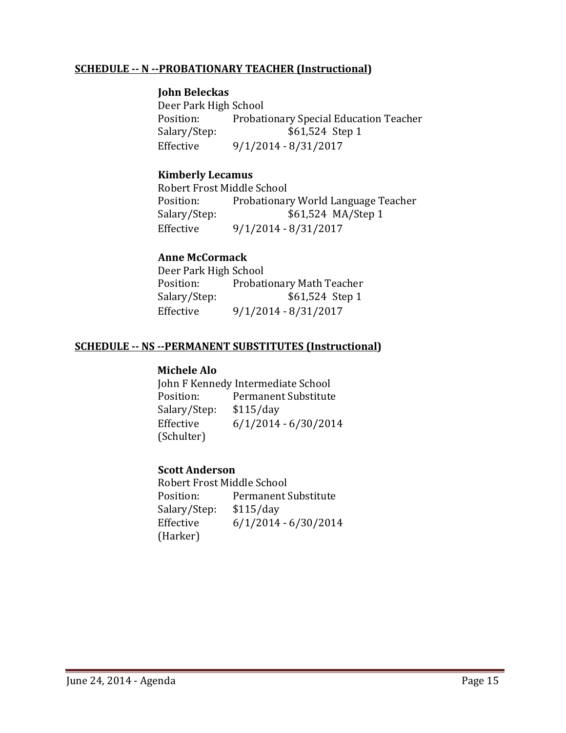**SCHEDULE -- N --PROBATIONARY TEACHER (Instructional)**

**John Beleckas**
Deer Park High School
Position: Probationary Special Education Teacher
Salary/Step: $61,524 Step 1
Effective 9/1/2014 - 8/31/2017

**Kimberly Lecamus**
Robert Frost Middle School
Position: Probationary World Language Teacher
Salary/Step: $61,524 MA/Step 1
Effective 9/1/2014 - 8/31/2017

**Anne McCormack**
Deer Park High School
Position: Probationary Math Teacher
Salary/Step: $61,524 Step 1
Effective 9/1/2014 - 8/31/2017

**SCHEDULE -- NS --PERMANENT SUBSTITUTES (Instructional)**

**Michele Alo**
John F Kennedy Intermediate School
Position: Permanent Substitute
Salary/Step: $115/day
Effective 6/1/2014 - 6/30/2014
(Schulter)

**Scott Anderson**
Robert Frost Middle School
Position: Permanent Substitute
Salary/Step: $115/day
Effective 6/1/2014 - 6/30/2014
(Harker)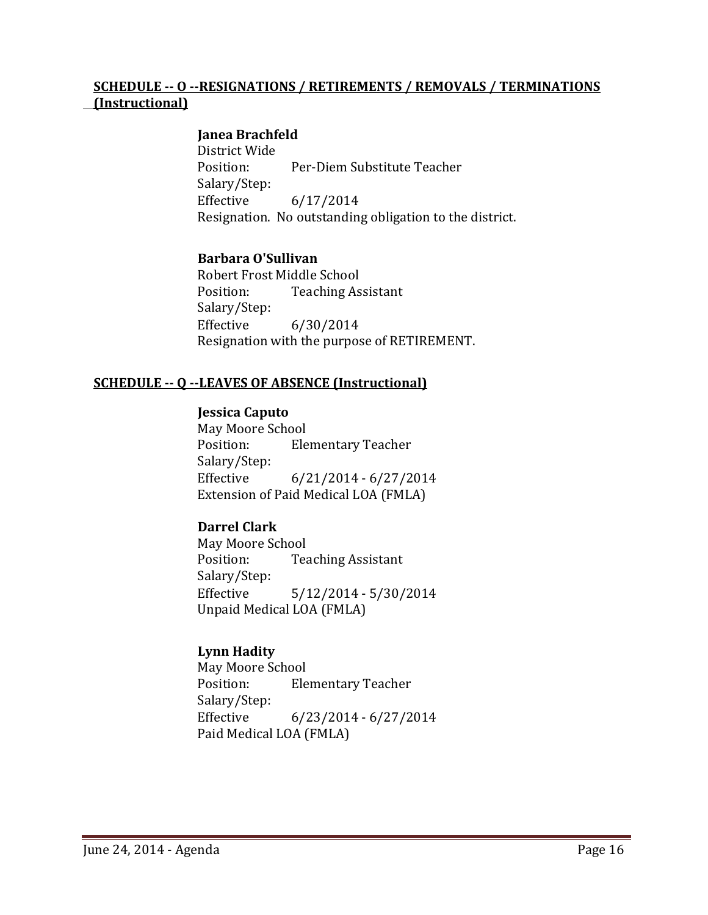**SCHEDULE -- O --RESIGNATIONS / RETIREMENTS / REMOVALS / TERMINATIONS (Instructional)**

**Janea Brachfeld**
District Wide
Position: Per-Diem Substitute Teacher
Salary/Step:
Effective 6/17/2014
Resignation. No outstanding obligation to the district.

**Barbara O'Sullivan**
Robert Frost Middle School
Position: Teaching Assistant
Salary/Step:
Effective 6/30/2014
Resignation with the purpose of RETIREMENT.

**SCHEDULE -- Q --LEAVES OF ABSENCE (Instructional)**

**Jessica Caputo**
May Moore School
Position: Elementary Teacher
Salary/Step:
Effective 6/21/2014 - 6/27/2014
Extension of Paid Medical LOA (FMLA)

**Darrel Clark**
May Moore School
Position: Teaching Assistant
Salary/Step:
Effective 5/12/2014 - 5/30/2014
Unpaid Medical LOA (FMLA)

**Lynn Hadity**
May Moore School
Position: Elementary Teacher
Salary/Step:
Effective 6/23/2014 - 6/27/2014
Paid Medical LOA (FMLA)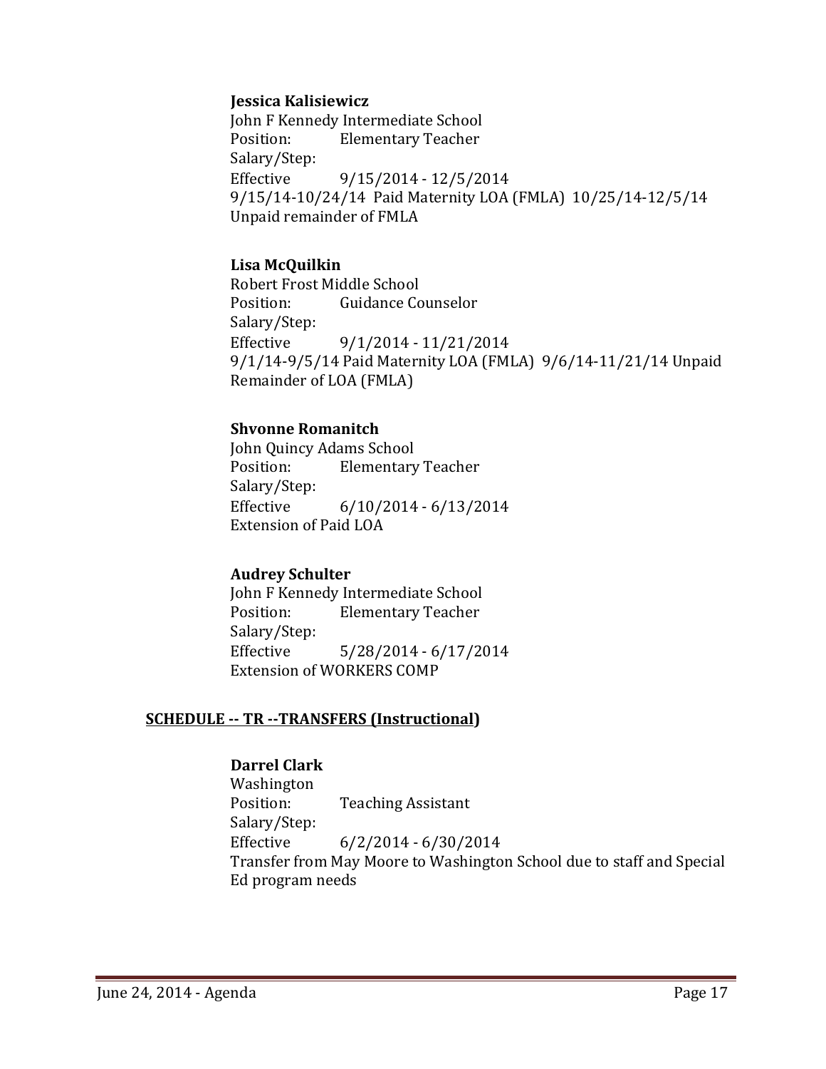**Jessica Kalisiewicz**
John F Kennedy Intermediate School
Position: Elementary Teacher
Salary/Step:
Effective 9/15/2014 - 12/5/2014
9/15/14-10/24/14 Paid Maternity LOA (FMLA) 10/25/14-12/5/14 Unpaid remainder of FMLA

**Lisa McQuilkin**
Robert Frost Middle School
Position: Guidance Counselor
Salary/Step:
Effective 9/1/2014 - 11/21/2014
9/1/14-9/5/14 Paid Maternity LOA (FMLA) 9/6/14-11/21/14 Unpaid Remainder of LOA (FMLA)

**Shvonne Romanitch**
John Quincy Adams School
Position: Elementary Teacher
Salary/Step:
Effective 6/10/2014 - 6/13/2014
Extension of Paid LOA

**Audrey Schulter**
John F Kennedy Intermediate School
Position: Elementary Teacher
Salary/Step:
Effective 5/28/2014 - 6/17/2014
Extension of WORKERS COMP

## SCHEDULE -- TR --TRANSFERS (Instructional)

**Darrel Clark**
Washington
Position: Teaching Assistant
Salary/Step:
Effective 6/2/2014 - 6/30/2014
Transfer from May Moore to Washington School due to staff and Special Ed program needs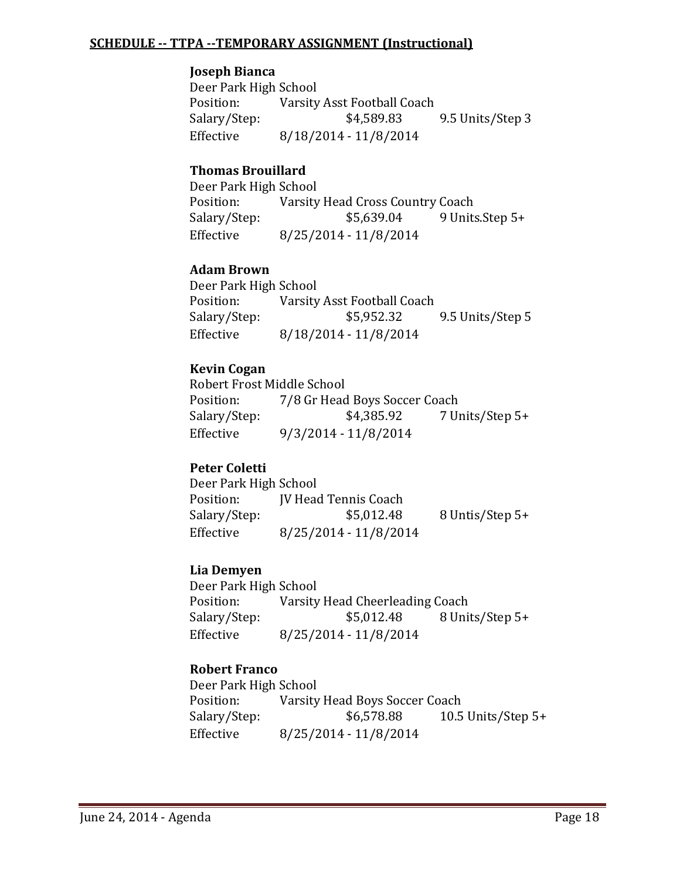**SCHEDULE -- TTPA --TEMPORARY ASSIGNMENT (Instructional)**

**Joseph Bianca**
Deer Park High School
Position: Varsity Asst Football Coach
Salary/Step: $4,589.83 9.5 Units/Step 3
Effective 8/18/2014 - 11/8/2014

**Thomas Brouillard**
Deer Park High School
Position: Varsity Head Cross Country Coach
Salary/Step: $5,639.04 9 Units.Step 5+
Effective 8/25/2014 - 11/8/2014

**Adam Brown**
Deer Park High School
Position: Varsity Asst Football Coach
Salary/Step: $5,952.32 9.5 Units/Step 5
Effective 8/18/2014 - 11/8/2014

**Kevin Cogan**
Robert Frost Middle School
Position: 7/8 Gr Head Boys Soccer Coach
Salary/Step: $4,385.92 7 Units/Step 5+
Effective 9/3/2014 - 11/8/2014

**Peter Coletti**
Deer Park High School
Position: JV Head Tennis Coach
Salary/Step: $5,012.48 8 Untis/Step 5+
Effective 8/25/2014 - 11/8/2014

**Lia Demyen**
Deer Park High School
Position: Varsity Head Cheerleading Coach
Salary/Step: $5,012.48 8 Units/Step 5+
Effective 8/25/2014 - 11/8/2014

**Robert Franco**
Deer Park High School
Position: Varsity Head Boys Soccer Coach
Salary/Step: $6,578.88 10.5 Units/Step 5+
Effective 8/25/2014 - 11/8/2014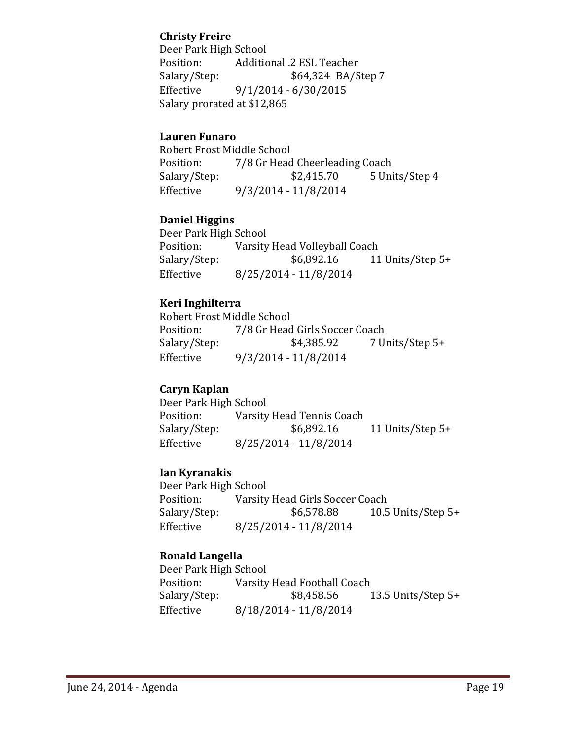**Christy Freire**
Deer Park High School
Position: Additional .2 ESL Teacher
Salary/Step: $64,324 BA/Step 7
Effective 9/1/2014 - 6/30/2015
Salary prorated at $12,865

**Lauren Funaro**
Robert Frost Middle School
Position: 7/8 Gr Head Cheerleading Coach
Salary/Step: $2,415.70 5 Units/Step 4
Effective 9/3/2014 - 11/8/2014

**Daniel Higgins**
Deer Park High School
Position: Varsity Head Volleyball Coach
Salary/Step: $6,892.16 11 Units/Step 5+
Effective 8/25/2014 - 11/8/2014

**Keri Inghilterra**
Robert Frost Middle School
Position: 7/8 Gr Head Girls Soccer Coach
Salary/Step: $4,385.92 7 Units/Step 5+
Effective 9/3/2014 - 11/8/2014

**Caryn Kaplan**
Deer Park High School
Position: Varsity Head Tennis Coach
Salary/Step: $6,892.16 11 Units/Step 5+
Effective 8/25/2014 - 11/8/2014

**Ian Kyranakis**
Deer Park High School
Position: Varsity Head Girls Soccer Coach
Salary/Step: $6,578.88 10.5 Units/Step 5+
Effective 8/25/2014 - 11/8/2014

**Ronald Langella**
Deer Park High School
Position: Varsity Head Football Coach
Salary/Step: $8,458.56 13.5 Units/Step 5+
Effective 8/18/2014 - 11/8/2014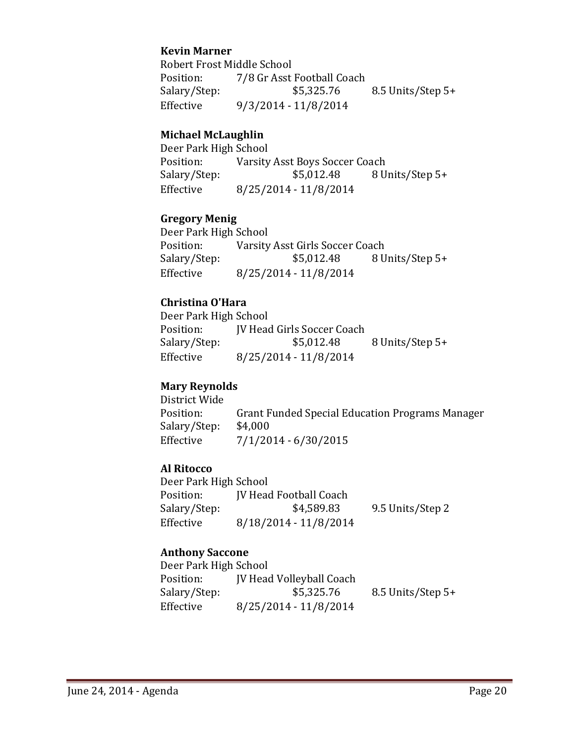**Kevin Marner**
Robert Frost Middle School
Position: 7/8 Gr Asst Football Coach
Salary/Step: $5,325.76 8.5 Units/Step 5+
Effective 9/3/2014 - 11/8/2014

**Michael McLaughlin**
Deer Park High School
Position: Varsity Asst Boys Soccer Coach
Salary/Step: $5,012.48 8 Units/Step 5+
Effective 8/25/2014 - 11/8/2014

**Gregory Menig**
Deer Park High School
Position: Varsity Asst Girls Soccer Coach
Salary/Step: $5,012.48 8 Units/Step 5+
Effective 8/25/2014 - 11/8/2014

**Christina O'Hara**
Deer Park High School
Position: JV Head Girls Soccer Coach
Salary/Step: $5,012.48 8 Units/Step 5+
Effective 8/25/2014 - 11/8/2014

**Mary Reynolds**
District Wide
Position: Grant Funded Special Education Programs Manager
Salary/Step: $4,000
Effective 7/1/2014 - 6/30/2015

**Al Ritocco**
Deer Park High School
Position: JV Head Football Coach
Salary/Step: $4,589.83 9.5 Units/Step 2
Effective 8/18/2014 - 11/8/2014

**Anthony Saccone**
Deer Park High School
Position: JV Head Volleyball Coach
Salary/Step: $5,325.76 8.5 Units/Step 5+
Effective 8/25/2014 - 11/8/2014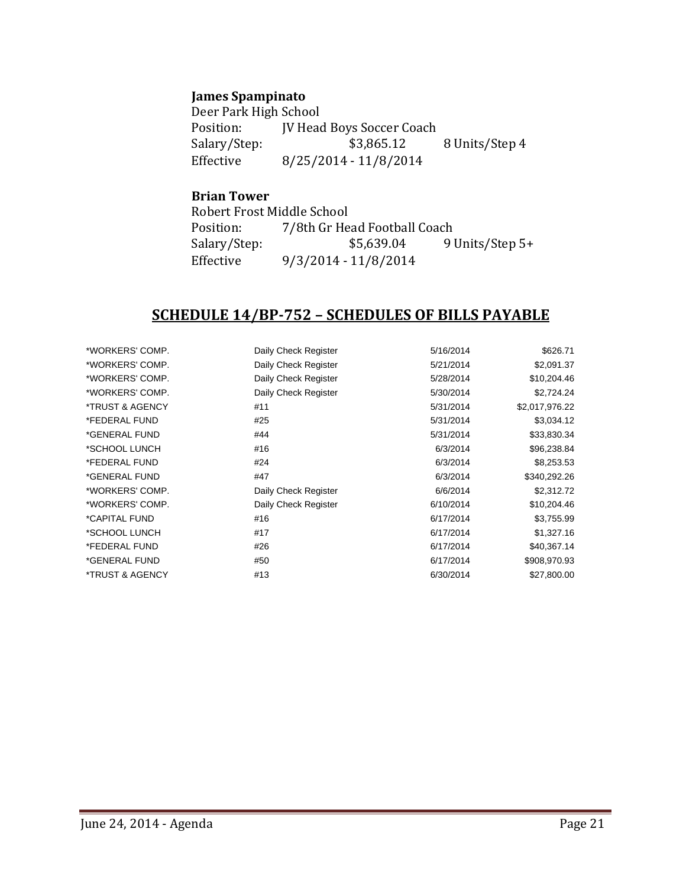**James Spampinato**
Deer Park High School
Position: JV Head Boys Soccer Coach
Salary/Step: $3,865.12 8 Units/Step 4
Effective 8/25/2014 - 11/8/2014

**Brian Tower**
Robert Frost Middle School
Position: 7/8th Gr Head Football Coach
Salary/Step: $5,639.04 9 Units/Step 5+
Effective 9/3/2014 - 11/8/2014

## SCHEDULE 14/BP-752 – SCHEDULES OF BILLS PAYABLE

| | | | |
|---|---|---|---|
| *WORKERS' COMP. | Daily Check Register | 5/16/2014 | $626.71 |
| *WORKERS' COMP. | Daily Check Register | 5/21/2014 | $2,091.37 |
| *WORKERS' COMP. | Daily Check Register | 5/28/2014 | $10,204.46 |
| *WORKERS' COMP. | Daily Check Register | 5/30/2014 | $2,724.24 |
| *TRUST & AGENCY | #11 | 5/31/2014 | $2,017,976.22 |
| *FEDERAL FUND | #25 | 5/31/2014 | $3,034.12 |
| *GENERAL FUND | #44 | 5/31/2014 | $33,830.34 |
| *SCHOOL LUNCH | #16 | 6/3/2014 | $96,238.84 |
| *FEDERAL FUND | #24 | 6/3/2014 | $8,253.53 |
| *GENERAL FUND | #47 | 6/3/2014 | $340,292.26 |
| *WORKERS' COMP. | Daily Check Register | 6/6/2014 | $2,312.72 |
| *WORKERS' COMP. | Daily Check Register | 6/10/2014 | $10,204.46 |
| *CAPITAL FUND | #16 | 6/17/2014 | $3,755.99 |
| *SCHOOL LUNCH | #17 | 6/17/2014 | $1,327.16 |
| *FEDERAL FUND | #26 | 6/17/2014 | $40,367.14 |
| *GENERAL FUND | #50 | 6/17/2014 | $908,970.93 |
| *TRUST & AGENCY | #13 | 6/30/2014 | $27,800.00 |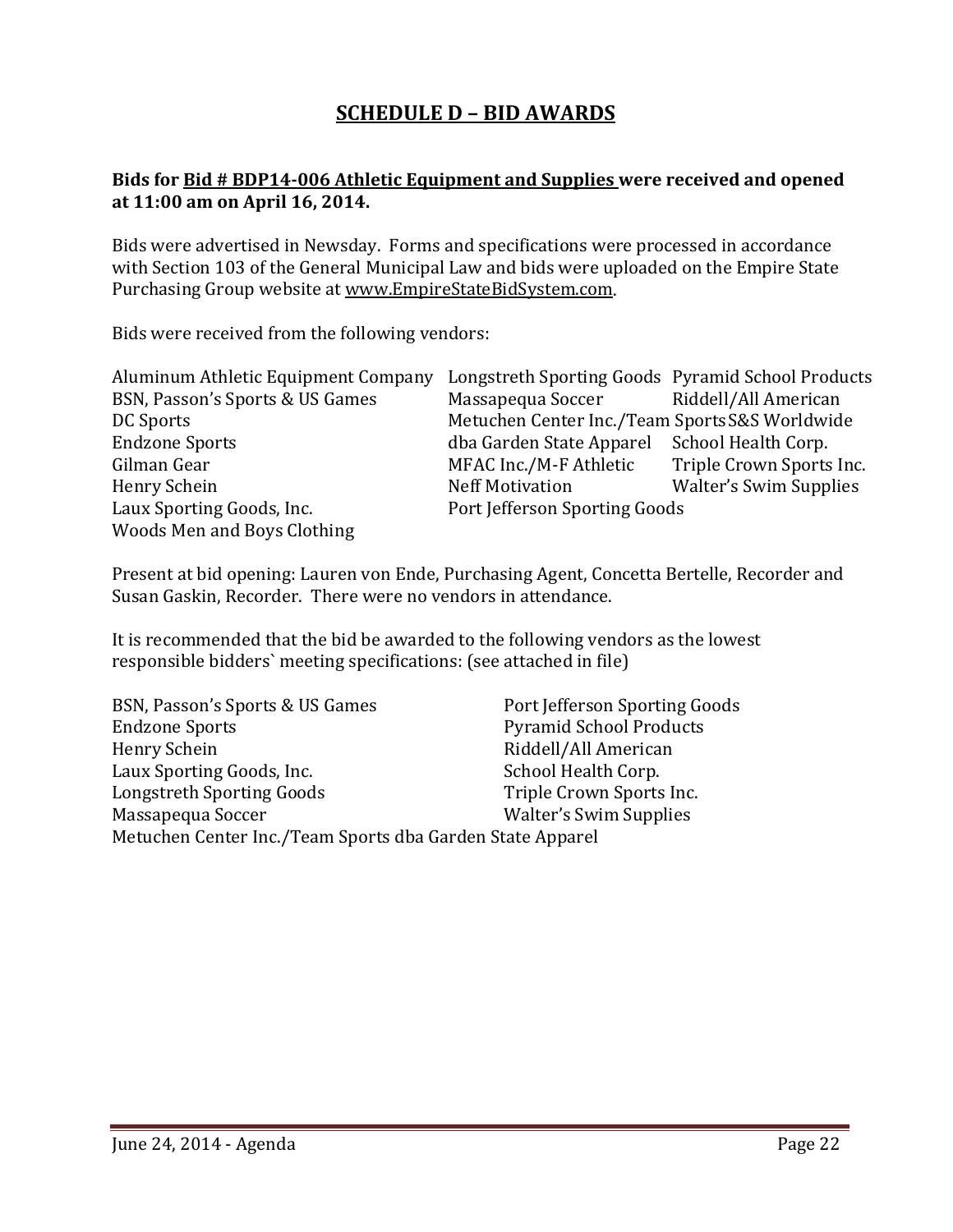# SCHEDULE D – BID AWARDS

**Bids for Bid # BDP14-006 Athletic Equipment and Supplies were received and opened at 11:00 am on April 16, 2014.**

Bids were advertised in Newsday. Forms and specifications were processed in accordance with Section 103 of the General Municipal Law and bids were uploaded on the Empire State Purchasing Group website at www.EmpireStateBidSystem.com.

Bids were received from the following vendors:

- Aluminum Athletic Equipment Company
- BSN, Passon's Sports & US Games
- DC Sports
- Endzone Sports
- Gilman Gear
- Henry Schein
- Laux Sporting Goods, Inc.
- Woods Men and Boys Clothing
- Longstreth Sporting Goods
- Massapequa Soccer
- Metuchen Center Inc./Team Sports dba Garden State Apparel
- MFAC Inc./M-F Athletic
- Neff Motivation
- Port Jefferson Sporting Goods
- Pyramid School Products
- Riddell/All American
- S&S Worldwide
- School Health Corp.
- Triple Crown Sports Inc.
- Walter's Swim Supplies

Present at bid opening: Lauren von Ende, Purchasing Agent, Concetta Bertelle, Recorder and Susan Gaskin, Recorder. There were no vendors in attendance.

It is recommended that the bid be awarded to the following vendors as the lowest responsible bidders` meeting specifications: (see attached in file)

- BSN, Passon's Sports & US Games
- Endzone Sports
- Henry Schein
- Laux Sporting Goods, Inc.
- Longstreth Sporting Goods
- Massapequa Soccer
- Metuchen Center Inc./Team Sports dba Garden State Apparel
- Port Jefferson Sporting Goods
- Pyramid School Products
- Riddell/All American
- School Health Corp.
- Triple Crown Sports Inc.
- Walter's Swim Supplies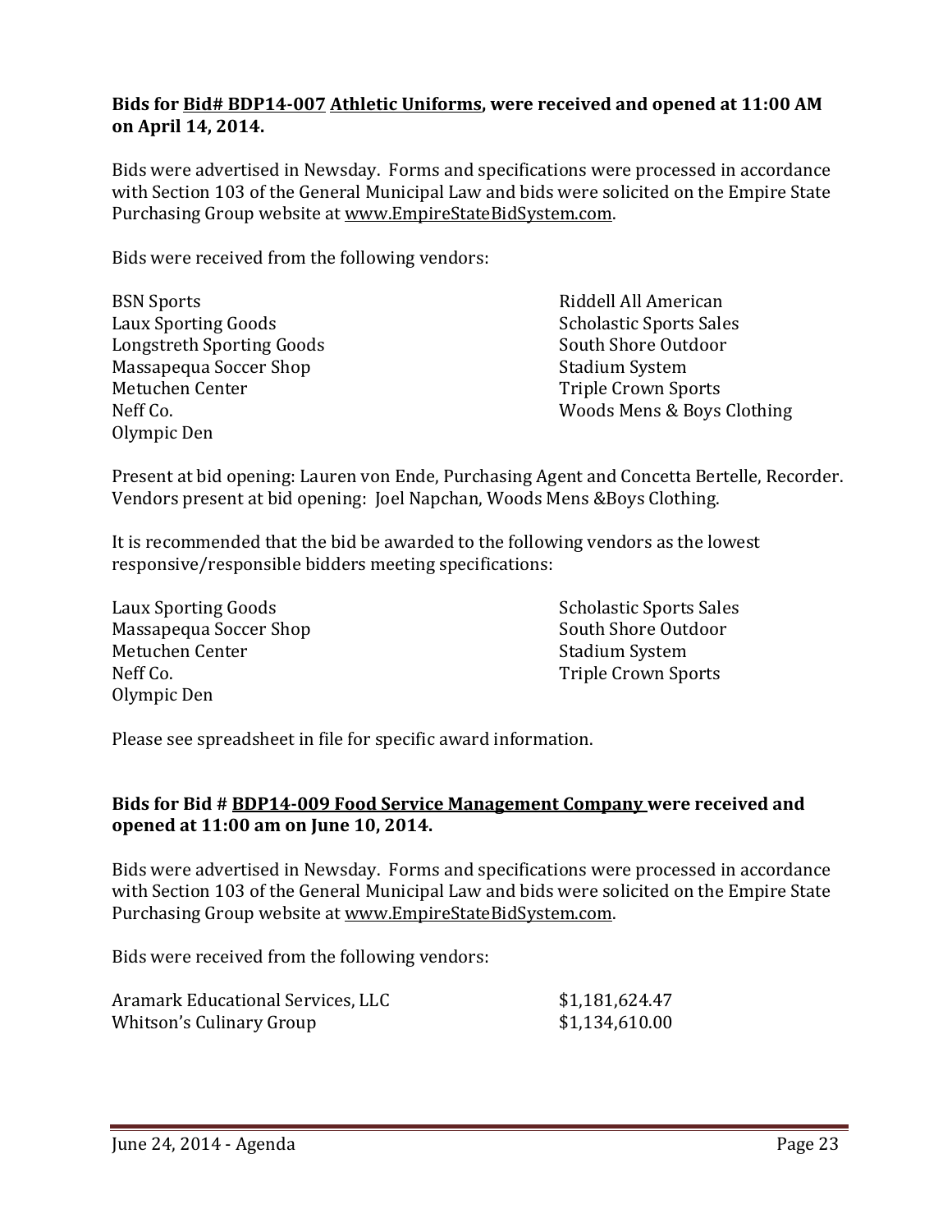**Bids for <u>Bid# BDP14-007</u> <u>Athletic Uniforms</u>, were received and opened at 11:00 AM on April 14, 2014.**

Bids were advertised in Newsday. Forms and specifications were processed in accordance with Section 103 of the General Municipal Law and bids were solicited on the Empire State Purchasing Group website at www.EmpireStateBidSystem.com.

Bids were received from the following vendors:

BSN Sports
Laux Sporting Goods
Longstreth Sporting Goods
Massapequa Soccer Shop
Metuchen Center
Neff Co.
Olympic Den
Riddell All American
Scholastic Sports Sales
South Shore Outdoor
Stadium System
Triple Crown Sports
Woods Mens & Boys Clothing

Present at bid opening: Lauren von Ende, Purchasing Agent and Concetta Bertelle, Recorder. Vendors present at bid opening: Joel Napchan, Woods Mens &Boys Clothing.

It is recommended that the bid be awarded to the following vendors as the lowest responsive/responsible bidders meeting specifications:

Laux Sporting Goods
Massapequa Soccer Shop
Metuchen Center
Neff Co.
Olympic Den
Scholastic Sports Sales
South Shore Outdoor
Stadium System
Triple Crown Sports

Please see spreadsheet in file for specific award information.

**Bids for Bid # <u>BDP14-009 Food Service Management Company</u> were received and opened at 11:00 am on June 10, 2014.**

Bids were advertised in Newsday. Forms and specifications were processed in accordance with Section 103 of the General Municipal Law and bids were solicited on the Empire State Purchasing Group website at www.EmpireStateBidSystem.com.

Bids were received from the following vendors:

| | |
|---|---|
| Aramark Educational Services, LLC | $1,181,624.47 |
| Whitson's Culinary Group | $1,134,610.00 |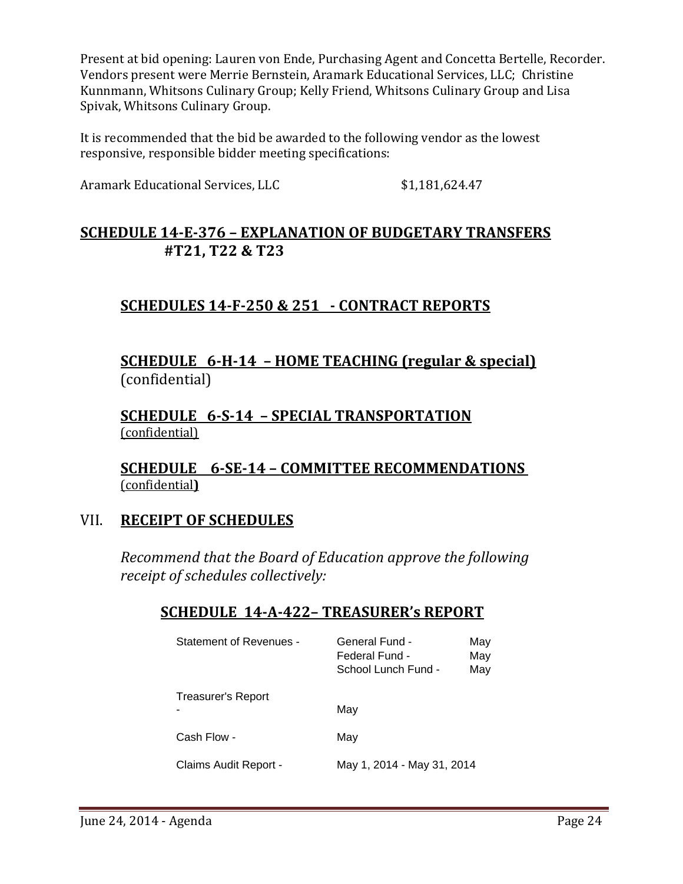Present at bid opening: Lauren von Ende, Purchasing Agent and Concetta Bertelle, Recorder. Vendors present were Merrie Bernstein, Aramark Educational Services, LLC; Christine Kunnmann, Whitsons Culinary Group; Kelly Friend, Whitsons Culinary Group and Lisa Spivak, Whitsons Culinary Group.

It is recommended that the bid be awarded to the following vendor as the lowest responsive, responsible bidder meeting specifications:

Aramark Educational Services, LLC $1,181,624.47

## SCHEDULE 14-E-376 – EXPLANATION OF BUDGETARY TRANSFERS #T21, T22 & T23

## SCHEDULES 14-F-250 & 251 - CONTRACT REPORTS

## SCHEDULE 6-H-14 – HOME TEACHING (regular & special)
(confidential)

## SCHEDULE 6-S-14 – SPECIAL TRANSPORTATION
(confidential)

## SCHEDULE 6-SE-14 – COMMITTEE RECOMMENDATIONS
(confidential)

# VII. RECEIPT OF SCHEDULES

*Recommend that the Board of Education approve the following receipt of schedules collectively:*

## SCHEDULE 14-A-422– TREASURER's REPORT

| | | |
|---|---|---|
| Statement of Revenues - | General Fund - | May |
| | Federal Fund - | May |
| | School Lunch Fund - | May |
| Treasurer's Report - | May | |
| Cash Flow - | May | |
| Claims Audit Report - | May 1, 2014 - May 31, 2014 | |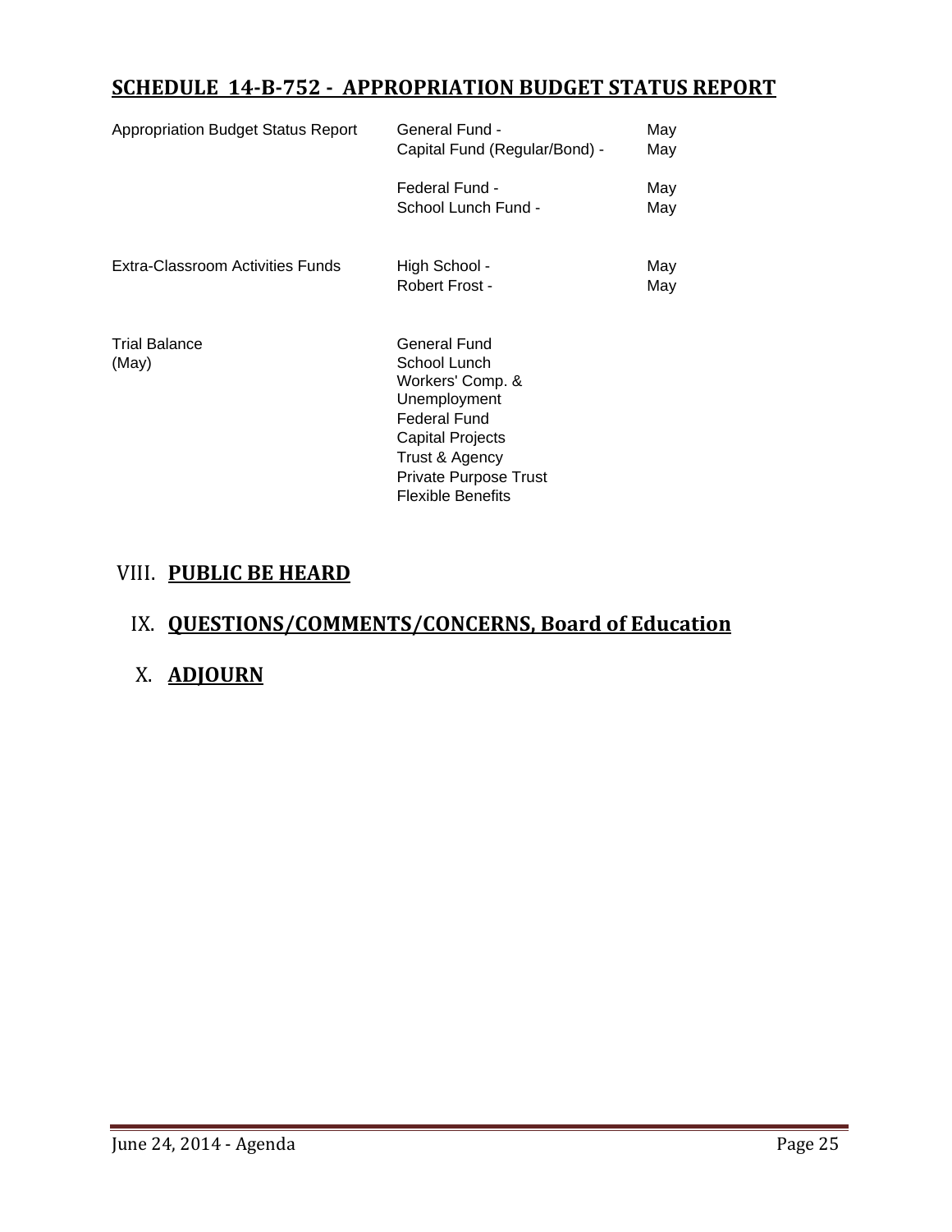## SCHEDULE 14-B-752 - APPROPRIATION BUDGET STATUS REPORT

| | | |
|---|---|---|
| Appropriation Budget Status Report | General Fund - | May |
| | Capital Fund (Regular/Bond) - | May |
| | Federal Fund - | May |
| | School Lunch Fund - | May |
| Extra-Classroom Activities Funds | High School - | May |
| | Robert Frost - | May |
| Trial Balance (May) | General Fund | |
| | School Lunch | |
| | Workers' Comp. & Unemployment | |
| | Federal Fund | |
| | Capital Projects | |
| | Trust & Agency | |
| | Private Purpose Trust | |
| | Flexible Benefits | |

## VIII. PUBLIC BE HEARD

## IX. QUESTIONS/COMMENTS/CONCERNS, Board of Education

## X. ADJOURN